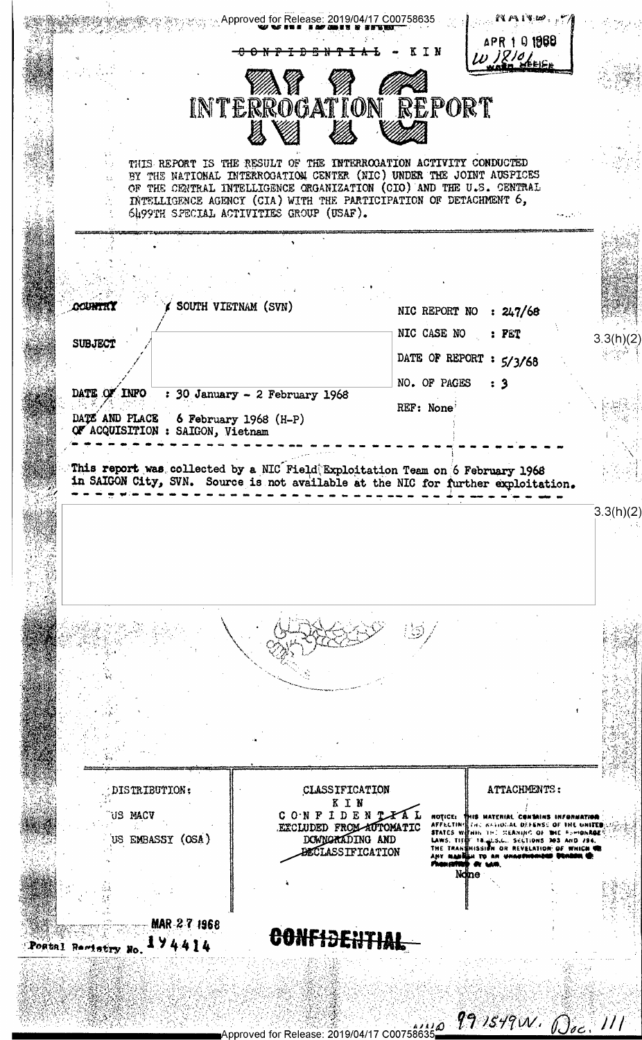Approved for Release: 2019/04/17 C00758635

~~CONFIDENTIAL~~ - KIN

APR 10 1968

# NIC INTERROGATION REPORT

THIS REPORT IS THE RESULT OF THE INTERROGATION ACTIVITY CONDUCTED BY THE NATIONAL INTERROGATION CENTER (NIC) UNDER THE JOINT AUSPICES OF THE CENTRAL INTELLIGENCE ORGANIZATION (CIO) AND THE U.S. CENTRAL INTELLIGENCE AGENCY (CIA) WITH THE PARTICIPATION OF DETACHMENT 6, 6499TH SPECIAL ACTIVITIES GROUP (USAF).

| | | | |
|---|---|---|---|
| COUNTRY | SOUTH VIETNAM (SVN) | NIC REPORT NO | : 247/68 |
| SUBJECT | | NIC CASE NO | : FET |
| | | DATE OF REPORT | : 5/3/68 |
| | | NO. OF PAGES | : 3 |
| DATE OF INFO | : 30 January - 2 February 1968 | REF: None | |
| DATE AND PLACE OF ACQUISITION | 6 February 1968 (H-P) : SAIGON, Vietnam | | |

3.3(h)(2)

This report was collected by a NIC Field Exploitation Team on 6 February 1968 in SAIGON City, SVN. Source is not available at the NIC for further exploitation.

3.3(h)(2)

| DISTRIBUTION: | CLASSIFICATION | ATTACHMENTS: |
|---|---|---|
| US MACV | KIN | None |
| US EMBASSY (OSA) | ~~CONFIDENTIAL~~ | |
| | EXCLUDED FROM AUTOMATIC DOWNGRADING AND ~~DECLASSIFICATION~~ | |

NOTICE: THIS MATERIAL CONTAINS INFORMATION AFFECTING THE NATIONAL DEFENSE OF THE UNITED STATES WITHIN THE MEANING OF THE ESPIONAGE LAWS, TITLE 18, U.S.C., SECTIONS 793 AND 794, THE TRANSMISSION OR REVELATION OF WHICH IN ANY MANNER TO AN UNAUTHORIZED PERSON IS PROHIBITED BY LAW.

MAR 27 1968

Portal Registry No. 194414

~~CONFIDENTIAL~~

991549W. Doc. 111

Approved for Release: 2019/04/17 C00758635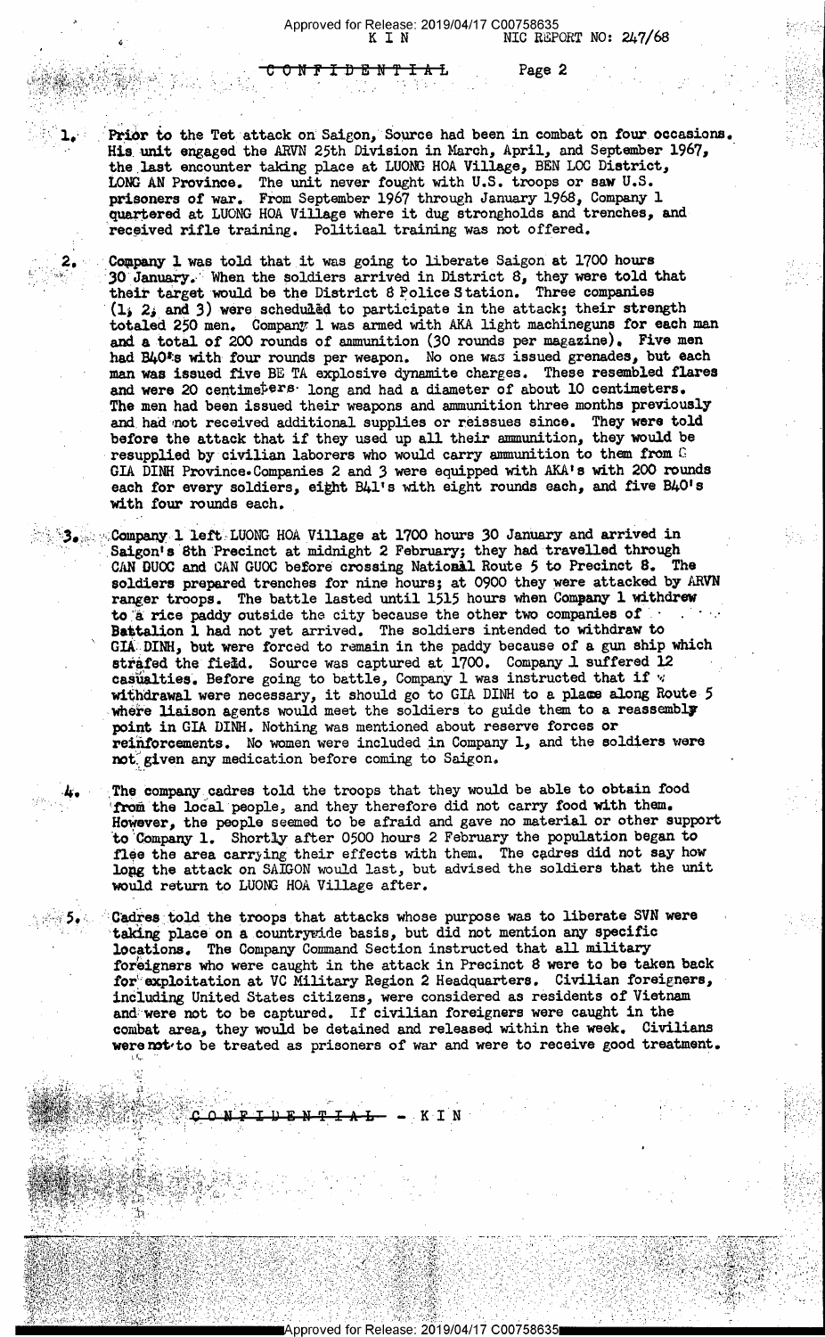1. Prior to the Tet attack on Saigon, Source had been in combat on four occasions. His unit engaged the ARVN 25th Division in March, April, and September 1967, the last encounter taking place at LUONG HOA Village, BEN LOC District, LONG AN Province. The unit never fought with U.S. troops or saw U.S. prisoners of war. From September 1967 through January 1968, Company 1 quartered at LUONG HOA Village where it dug strongholds and trenches, and received rifle training. Politiaal training was not offered.

2. Company 1 was told that it was going to liberate Saigon at 1700 hours 30 January. When the soldiers arrived in District 8, they were told that their target would be the District 8 Police Station. Three companies (1, 2, and 3) were scheduled to participate in the attack; their strength totaled 250 men. Company 1 was armed with AKA light machineguns for each man and a total of 200 rounds of ammunition (30 rounds per magazine). Five men had B40's with four rounds per weapon. No one was issued grenades, but each man was issued five BE TA explosive dynamite charges. These resembled flares and were 20 centimeters long and had a diameter of about 10 centimeters. The men had been issued their weapons and ammunition three months previously and had not received additional supplies or reissues since. They were told before the attack that if they used up all their ammunition, they would be resupplied by civilian laborers who would carry ammunition to them from G GIA DINH Province. Companies 2 and 3 were equipped with AKA's with 200 rounds each for every soldiers, eight B41's with eight rounds each, and five B40's with four rounds each.

3. Company 1 left LUONG HOA Village at 1700 hours 30 January and arrived in Saigon's 8th Precinct at midnight 2 February; they had travelled through CAN DUOC and CAN GUOC before crossing National Route 5 to Precinct 8. The soldiers prepared trenches for nine hours; at 0900 they were attacked by ARVN ranger troops. The battle lasted until 1515 hours when Company 1 withdrew to a rice paddy outside the city because the other two companies of Battalion 1 had not yet arrived. The soldiers intended to withdraw to GIA DINH, but were forced to remain in the paddy because of a gun ship which strafed the field. Source was captured at 1700. Company 1 suffered 12 casualties. Before going to battle, Company 1 was instructed that if withdrawal were necessary, it should go to GIA DINH to a place along Route 5 where liaison agents would meet the soldiers to guide them to a reassembly point in GIA DINH. Nothing was mentioned about reserve forces or reinforcements. No women were included in Company 1, and the soldiers were not given any medication before coming to Saigon.

4. The company cadres told the troops that they would be able to obtain food from the local people, and they therefore did not carry food with them. However, the people seemed to be afraid and gave no material or other support to Company 1. Shortly after 0500 hours 2 February the population began to flee the area carrying their effects with them. The cadres did not say how long the attack on SAIGON would last, but advised the soldiers that the unit would return to LUONG HOA Village after.

5. Cadres told the troops that attacks whose purpose was to liberate SVN were taking place on a countrywide basis, but did not mention any specific locations. The Company Command Section instructed that all military foreigners who were caught in the attack in Precinct 8 were to be taken back for exploitation at VC Military Region 2 Headquarters. Civilian foreigners, including United States citizens, were considered as residents of Vietnam and were not to be captured. If civilian foreigners were caught in the combat area, they would be detained and released within the week. Civilians were not to be treated as prisoners of war and were to receive good treatment.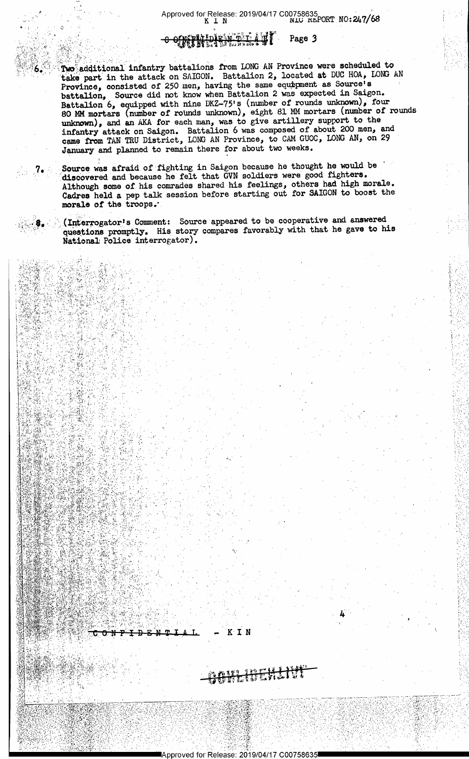6. Two additional infantry battalions from LONG AN Province were scheduled to take part in the attack on SAIGON. Battalion 2, located at DUC HOA, LONG AN Province, consisted of 250 men, having the same equipment as Source's battalion. Source did not know when Battalion 2 was expected in Saigon. Battalion 6, equipped with nine DKZ-75's (number of rounds unknown), four 80 MM mortars (number of rounds unknown), eight 81 MM mortars (number of rounds unknown), and an AKA for each man, was to give artillery support to the infantry attack on Saigon. Battalion 6 was composed of about 200 men, and came from TAN TRU District, LONG AN Province, to CAM GUOC, LONG AN, on 29 January and planned to remain there for about two weeks.

7. Source was afraid of fighting in Saigon because he thought he would be discovered and because he felt that GVN soldiers were good fighters. Although some of his comrades shared his feelings, others had high morale. Cadres held a pep talk session before starting out for SAIGON to boost the morale of the troops.

8. (Interrogator's Comment: Source appeared to be cooperative and answered questions promptly. His story compares favorably with that he gave to his National Police interrogator).

4

CONFIDENTIAL - KIN